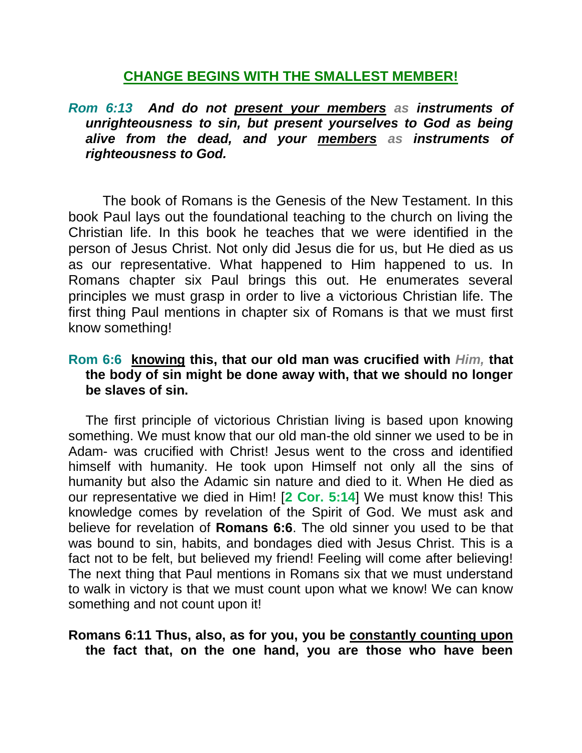## CHANGE BEGINS WITH THE SMALLEST MEMBER!

***Rom 6:13 And do not present your members as instruments of unrighteousness to sin, but present yourselves to God as being alive from the dead, and your members as instruments of righteousness to God.***

The book of Romans is the Genesis of the New Testament. In this book Paul lays out the foundational teaching to the church on living the Christian life. In this book he teaches that we were identified in the person of Jesus Christ. Not only did Jesus die for us, but He died as us as our representative. What happened to Him happened to us. In Romans chapter six Paul brings this out. He enumerates several principles we must grasp in order to live a victorious Christian life. The first thing Paul mentions in chapter six of Romans is that we must first know something!

**Rom 6:6 knowing this, that our old man was crucified with *Him,* that the body of sin might be done away with, that we should no longer be slaves of sin.**

The first principle of victorious Christian living is based upon knowing something. We must know that our old man-the old sinner we used to be in Adam- was crucified with Christ! Jesus went to the cross and identified himself with humanity. He took upon Himself not only all the sins of humanity but also the Adamic sin nature and died to it. When He died as our representative we died in Him! [**2 Cor. 5:14**] We must know this! This knowledge comes by revelation of the Spirit of God. We must ask and believe for revelation of **Romans 6:6**. The old sinner you used to be that was bound to sin, habits, and bondages died with Jesus Christ. This is a fact not to be felt, but believed my friend! Feeling will come after believing! The next thing that Paul mentions in Romans six that we must understand to walk in victory is that we must count upon what we know! We can know something and not count upon it!

**Romans 6:11 Thus, also, as for you, you be constantly counting upon the fact that, on the one hand, you are those who have been**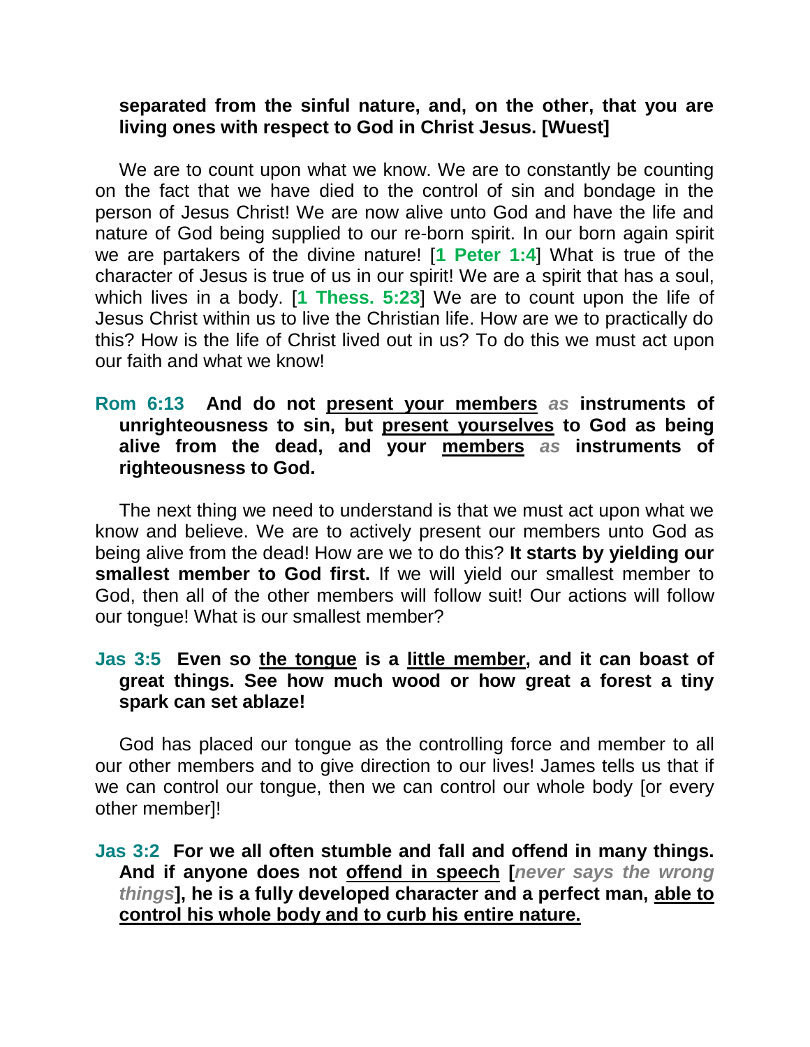**separated from the sinful nature, and, on the other, that you are living ones with respect to God in Christ Jesus. [Wuest]**

We are to count upon what we know. We are to constantly be counting on the fact that we have died to the control of sin and bondage in the person of Jesus Christ! We are now alive unto God and have the life and nature of God being supplied to our re-born spirit. In our born again spirit we are partakers of the divine nature! [**1 Peter 1:4**] What is true of the character of Jesus is true of us in our spirit! We are a spirit that has a soul, which lives in a body. [**1 Thess. 5:23**] We are to count upon the life of Jesus Christ within us to live the Christian life. How are we to practically do this? How is the life of Christ lived out in us? To do this we must act upon our faith and what we know!

**Rom 6:13 And do not <u>present your members</u> *as* instruments of unrighteousness to sin, but <u>present yourselves</u> to God as being alive from the dead, and your <u>members</u> *as* instruments of righteousness to God.**

The next thing we need to understand is that we must act upon what we know and believe. We are to actively present our members unto God as being alive from the dead! How are we to do this? **It starts by yielding our smallest member to God first.** If we will yield our smallest member to God, then all of the other members will follow suit! Our actions will follow our tongue! What is our smallest member?

**Jas 3:5 Even so <u>the tongue</u> is a <u>little member</u>, and it can boast of great things. See how much wood or how great a forest a tiny spark can set ablaze!**

God has placed our tongue as the controlling force and member to all our other members and to give direction to our lives! James tells us that if we can control our tongue, then we can control our whole body [or every other member]!

**Jas 3:2 For we all often stumble and fall and offend in many things. And if anyone does not <u>offend in speech</u> [*never says the wrong things*], he is a fully developed character and a perfect man, <u>able to control his whole body and to curb his entire nature.</u>**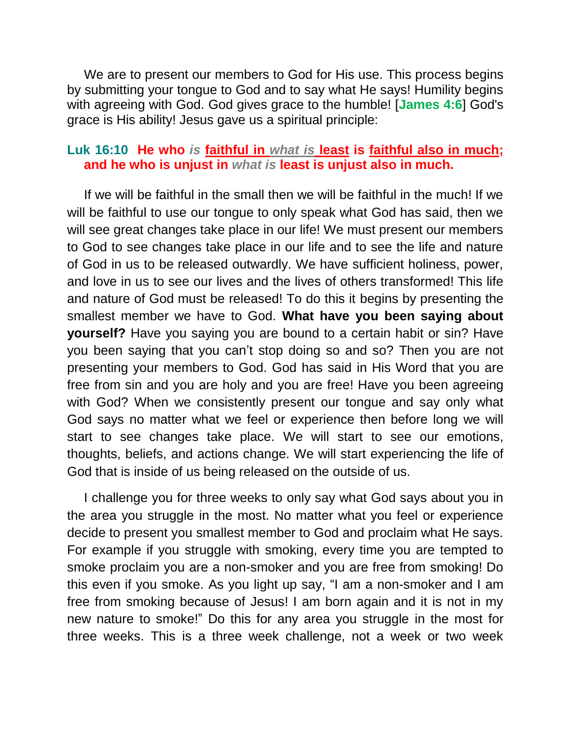We are to present our members to God for His use. This process begins by submitting your tongue to God and to say what He says! Humility begins with agreeing with God. God gives grace to the humble! [**James 4:6**] God's grace is His ability! Jesus gave us a spiritual principle:

**Luk 16:10 He who *is* faithful in *what is* least is faithful also in much; and he who is unjust in *what is* least is unjust also in much.**

If we will be faithful in the small then we will be faithful in the much! If we will be faithful to use our tongue to only speak what God has said, then we will see great changes take place in our life! We must present our members to God to see changes take place in our life and to see the life and nature of God in us to be released outwardly. We have sufficient holiness, power, and love in us to see our lives and the lives of others transformed! This life and nature of God must be released! To do this it begins by presenting the smallest member we have to God. **What have you been saying about yourself?** Have you saying you are bound to a certain habit or sin? Have you been saying that you can't stop doing so and so? Then you are not presenting your members to God. God has said in His Word that you are free from sin and you are holy and you are free! Have you been agreeing with God? When we consistently present our tongue and say only what God says no matter what we feel or experience then before long we will start to see changes take place. We will start to see our emotions, thoughts, beliefs, and actions change. We will start experiencing the life of God that is inside of us being released on the outside of us.

I challenge you for three weeks to only say what God says about you in the area you struggle in the most. No matter what you feel or experience decide to present you smallest member to God and proclaim what He says. For example if you struggle with smoking, every time you are tempted to smoke proclaim you are a non-smoker and you are free from smoking! Do this even if you smoke. As you light up say, "I am a non-smoker and I am free from smoking because of Jesus! I am born again and it is not in my new nature to smoke!" Do this for any area you struggle in the most for three weeks. This is a three week challenge, not a week or two week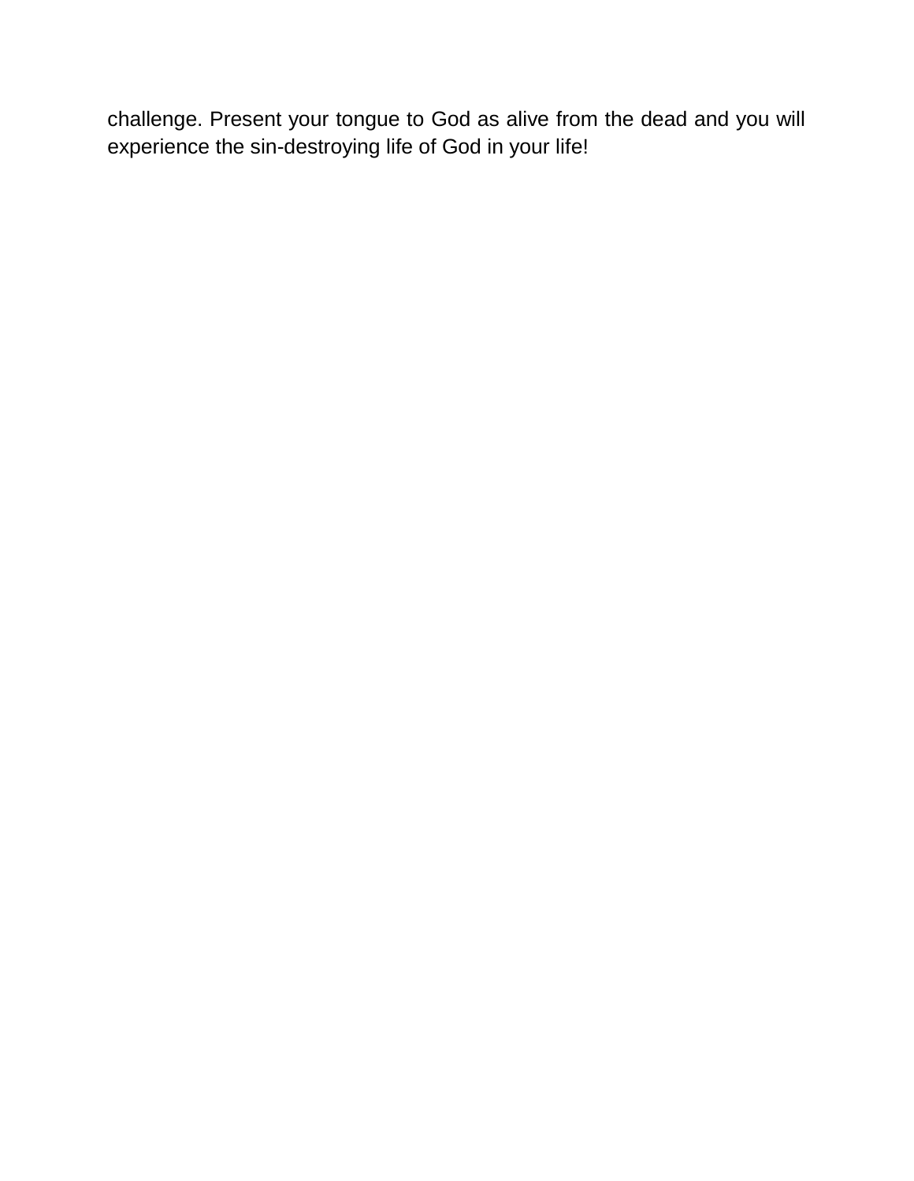challenge. Present your tongue to God as alive from the dead and you will experience the sin-destroying life of God in your life!